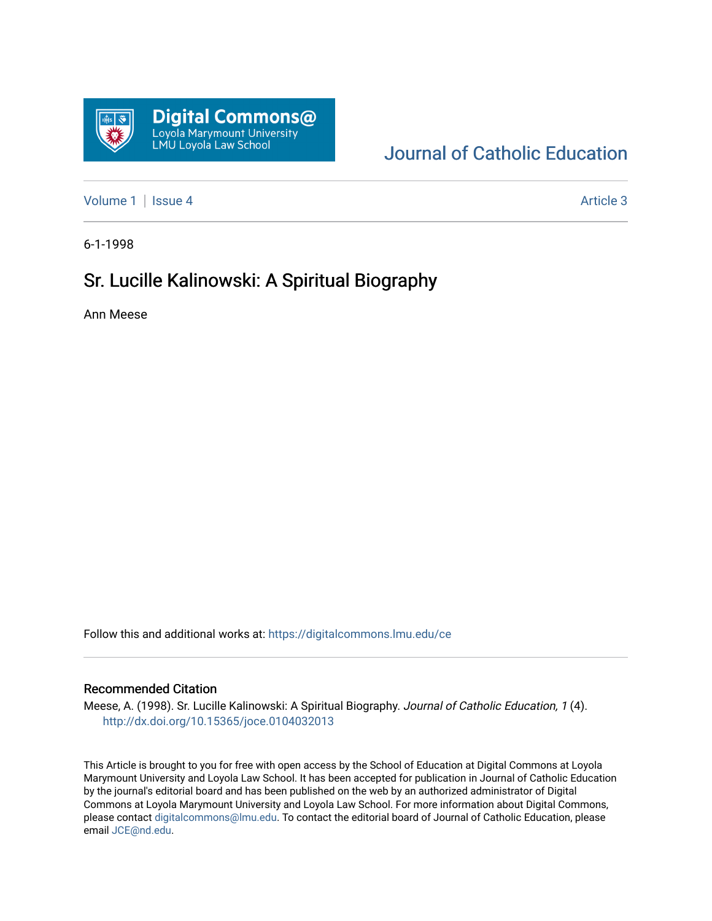Digital Commons@
Loyola Marymount University
LMU Loyola Law School

Journal of Catholic Education

Volume 1 | Issue 4 — Article 3

6-1-1998

# Sr. Lucille Kalinowski: A Spiritual Biography

Ann Meese

Follow this and additional works at: https://digitalcommons.lmu.edu/ce

## Recommended Citation

Meese, A. (1998). Sr. Lucille Kalinowski: A Spiritual Biography. *Journal of Catholic Education, 1* (4). http://dx.doi.org/10.15365/joce.0104032013

This Article is brought to you for free with open access by the School of Education at Digital Commons at Loyola Marymount University and Loyola Law School. It has been accepted for publication in Journal of Catholic Education by the journal's editorial board and has been published on the web by an authorized administrator of Digital Commons at Loyola Marymount University and Loyola Law School. For more information about Digital Commons, please contact digitalcommons@lmu.edu. To contact the editorial board of Journal of Catholic Education, please email JCE@nd.edu.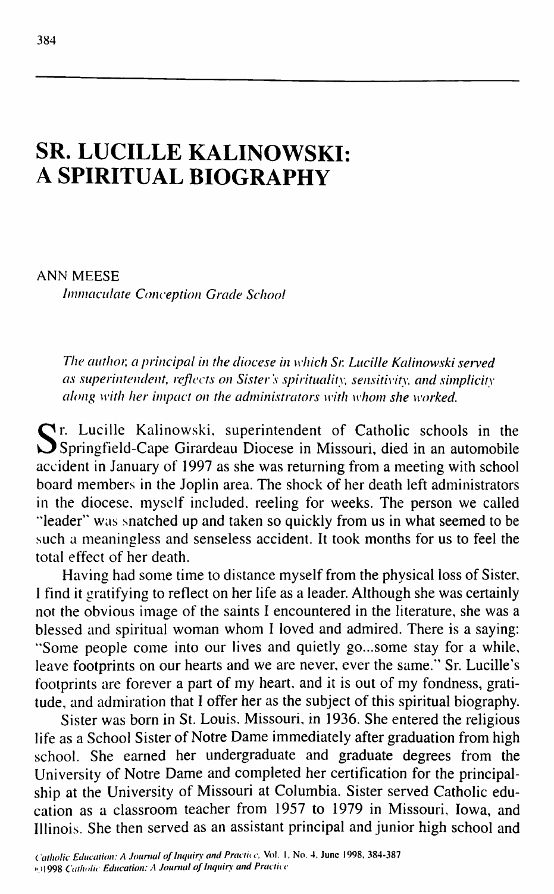# SR. LUCILLE KALINOWSKI: A SPIRITUAL BIOGRAPHY

ANN MEESE
*Immaculate Conception Grade School*

*The author, a principal in the diocese in which Sr. Lucille Kalinowski served as superintendent, reflects on Sister's spirituality, sensitivity, and simplicity along with her impact on the administrators with whom she worked.*

Sr. Lucille Kalinowski, superintendent of Catholic schools in the Springfield-Cape Girardeau Diocese in Missouri, died in an automobile accident in January of 1997 as she was returning from a meeting with school board members in the Joplin area. The shock of her death left administrators in the diocese, myself included, reeling for weeks. The person we called "leader" was snatched up and taken so quickly from us in what seemed to be such a meaningless and senseless accident. It took months for us to feel the total effect of her death.

Having had some time to distance myself from the physical loss of Sister, I find it gratifying to reflect on her life as a leader. Although she was certainly not the obvious image of the saints I encountered in the literature, she was a blessed and spiritual woman whom I loved and admired. There is a saying: "Some people come into our lives and quietly go...some stay for a while, leave footprints on our hearts and we are never, ever the same." Sr. Lucille's footprints are forever a part of my heart, and it is out of my fondness, gratitude, and admiration that I offer her as the subject of this spiritual biography.

Sister was born in St. Louis, Missouri, in 1936. She entered the religious life as a School Sister of Notre Dame immediately after graduation from high school. She earned her undergraduate and graduate degrees from the University of Notre Dame and completed her certification for the principalship at the University of Missouri at Columbia. Sister served Catholic education as a classroom teacher from 1957 to 1979 in Missouri, Iowa, and Illinois. She then served as an assistant principal and junior high school and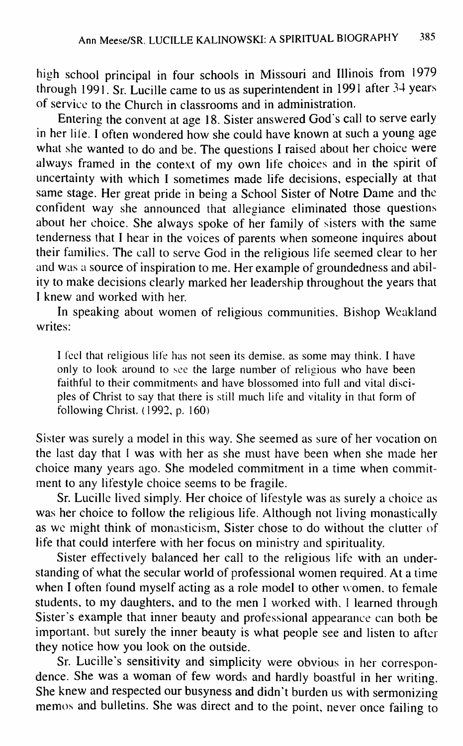high school principal in four schools in Missouri and Illinois from 1979 through 1991. Sr. Lucille came to us as superintendent in 1991 after 34 years of service to the Church in classrooms and in administration.

Entering the convent at age 18, Sister answered God's call to serve early in her life. I often wondered how she could have known at such a young age what she wanted to do and be. The questions I raised about her choice were always framed in the context of my own life choices and in the spirit of uncertainty with which I sometimes made life decisions, especially at that same stage. Her great pride in being a School Sister of Notre Dame and the confident way she announced that allegiance eliminated those questions about her choice. She always spoke of her family of sisters with the same tenderness that I hear in the voices of parents when someone inquires about their families. The call to serve God in the religious life seemed clear to her and was a source of inspiration to me. Her example of groundedness and ability to make decisions clearly marked her leadership throughout the years that I knew and worked with her.

In speaking about women of religious communities, Bishop Weakland writes:

> I feel that religious life has not seen its demise, as some may think. I have only to look around to see the large number of religious who have been faithful to their commitments and have blossomed into full and vital disciples of Christ to say that there is still much life and vitality in that form of following Christ. (1992, p. 160)

Sister was surely a model in this way. She seemed as sure of her vocation on the last day that I was with her as she must have been when she made her choice many years ago. She modeled commitment in a time when commitment to any lifestyle choice seems to be fragile.

Sr. Lucille lived simply. Her choice of lifestyle was as surely a choice as was her choice to follow the religious life. Although not living monastically as we might think of monasticism, Sister chose to do without the clutter of life that could interfere with her focus on ministry and spirituality.

Sister effectively balanced her call to the religious life with an understanding of what the secular world of professional women required. At a time when I often found myself acting as a role model to other women, to female students, to my daughters, and to the men I worked with, I learned through Sister's example that inner beauty and professional appearance can both be important, but surely the inner beauty is what people see and listen to after they notice how you look on the outside.

Sr. Lucille's sensitivity and simplicity were obvious in her correspondence. She was a woman of few words and hardly boastful in her writing. She knew and respected our busyness and didn't burden us with sermonizing memos and bulletins. She was direct and to the point, never once failing to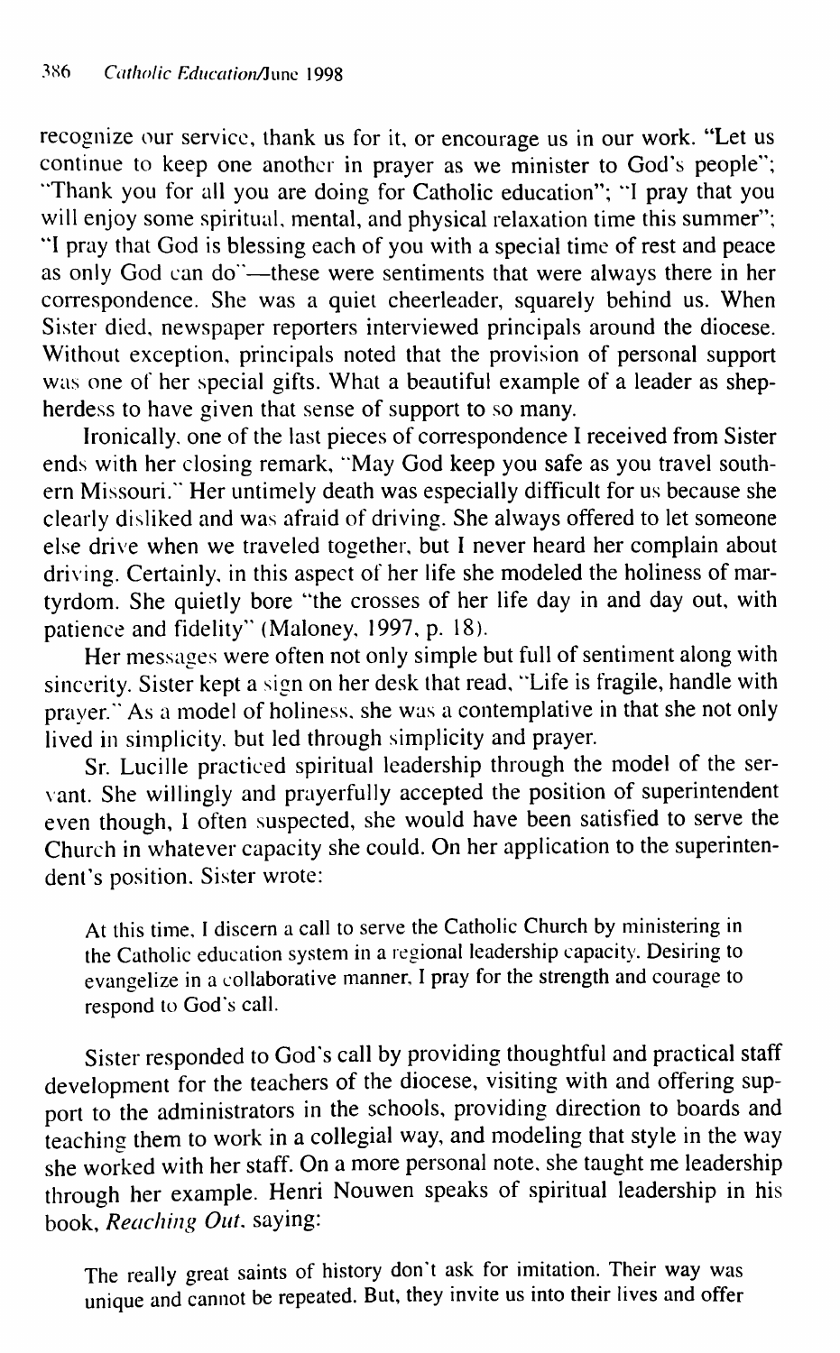recognize our service, thank us for it, or encourage us in our work. "Let us continue to keep one another in prayer as we minister to God's people"; "Thank you for all you are doing for Catholic education"; "I pray that you will enjoy some spiritual, mental, and physical relaxation time this summer"; "I pray that God is blessing each of you with a special time of rest and peace as only God can do"—these were sentiments that were always there in her correspondence. She was a quiet cheerleader, squarely behind us. When Sister died, newspaper reporters interviewed principals around the diocese. Without exception, principals noted that the provision of personal support was one of her special gifts. What a beautiful example of a leader as shepherdess to have given that sense of support to so many.

Ironically, one of the last pieces of correspondence I received from Sister ends with her closing remark, "May God keep you safe as you travel southern Missouri." Her untimely death was especially difficult for us because she clearly disliked and was afraid of driving. She always offered to let someone else drive when we traveled together, but I never heard her complain about driving. Certainly, in this aspect of her life she modeled the holiness of martyrdom. She quietly bore "the crosses of her life day in and day out, with patience and fidelity" (Maloney, 1997, p. 18).

Her messages were often not only simple but full of sentiment along with sincerity. Sister kept a sign on her desk that read, "Life is fragile, handle with prayer." As a model of holiness, she was a contemplative in that she not only lived in simplicity, but led through simplicity and prayer.

Sr. Lucille practiced spiritual leadership through the model of the servant. She willingly and prayerfully accepted the position of superintendent even though, I often suspected, she would have been satisfied to serve the Church in whatever capacity she could. On her application to the superintendent's position, Sister wrote:

> At this time, I discern a call to serve the Catholic Church by ministering in the Catholic education system in a regional leadership capacity. Desiring to evangelize in a collaborative manner, I pray for the strength and courage to respond to God's call.

Sister responded to God's call by providing thoughtful and practical staff development for the teachers of the diocese, visiting with and offering support to the administrators in the schools, providing direction to boards and teaching them to work in a collegial way, and modeling that style in the way she worked with her staff. On a more personal note, she taught me leadership through her example. Henri Nouwen speaks of spiritual leadership in his book, *Reaching Out*, saying:

> The really great saints of history don't ask for imitation. Their way was unique and cannot be repeated. But, they invite us into their lives and offer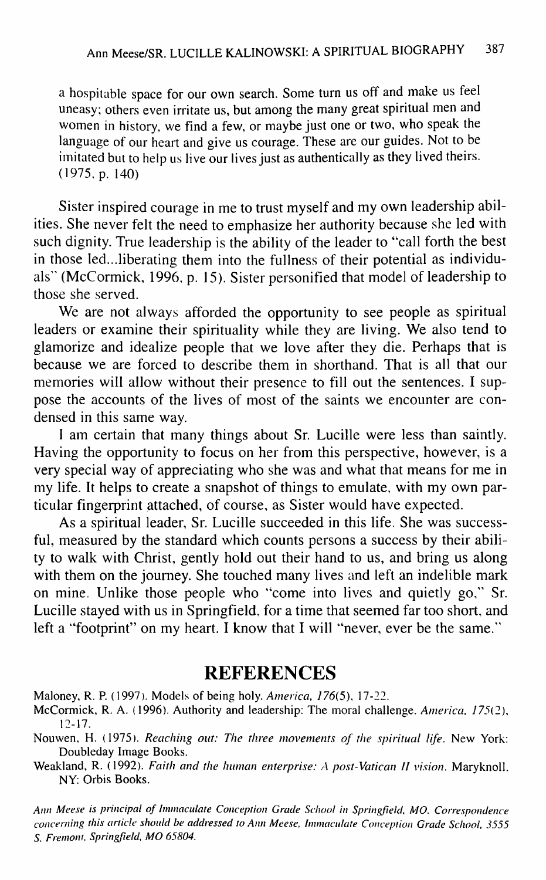a hospitable space for our own search. Some turn us off and make us feel uneasy; others even irritate us, but among the many great spiritual men and women in history, we find a few, or maybe just one or two, who speak the language of our heart and give us courage. These are our guides. Not to be imitated but to help us live our lives just as authentically as they lived theirs. (1975, p. 140)

Sister inspired courage in me to trust myself and my own leadership abilities. She never felt the need to emphasize her authority because she led with such dignity. True leadership is the ability of the leader to "call forth the best in those led...liberating them into the fullness of their potential as individuals" (McCormick, 1996, p. 15). Sister personified that model of leadership to those she served.

We are not always afforded the opportunity to see people as spiritual leaders or examine their spirituality while they are living. We also tend to glamorize and idealize people that we love after they die. Perhaps that is because we are forced to describe them in shorthand. That is all that our memories will allow without their presence to fill out the sentences. I suppose the accounts of the lives of most of the saints we encounter are condensed in this same way.

I am certain that many things about Sr. Lucille were less than saintly. Having the opportunity to focus on her from this perspective, however, is a very special way of appreciating who she was and what that means for me in my life. It helps to create a snapshot of things to emulate, with my own particular fingerprint attached, of course, as Sister would have expected.

As a spiritual leader, Sr. Lucille succeeded in this life. She was successful, measured by the standard which counts persons a success by their ability to walk with Christ, gently hold out their hand to us, and bring us along with them on the journey. She touched many lives and left an indelible mark on mine. Unlike those people who "come into lives and quietly go," Sr. Lucille stayed with us in Springfield, for a time that seemed far too short, and left a "footprint" on my heart. I know that I will "never, ever be the same."

## REFERENCES

Maloney, R. P. (1997). Models of being holy. *America, 176*(5), 17-22.

McCormick, R. A. (1996). Authority and leadership: The moral challenge. *America, 175*(2), 12-17.

Nouwen, H. (1975). *Reaching out: The three movements of the spiritual life*. New York: Doubleday Image Books.

Weakland, R. (1992). *Faith and the human enterprise: A post-Vatican II vision*. Maryknoll, NY: Orbis Books.

*Ann Meese is principal of Immaculate Conception Grade School in Springfield, MO. Correspondence concerning this article should be addressed to Ann Meese, Immaculate Conception Grade School, 3555 S. Fremont, Springfield, MO 65804.*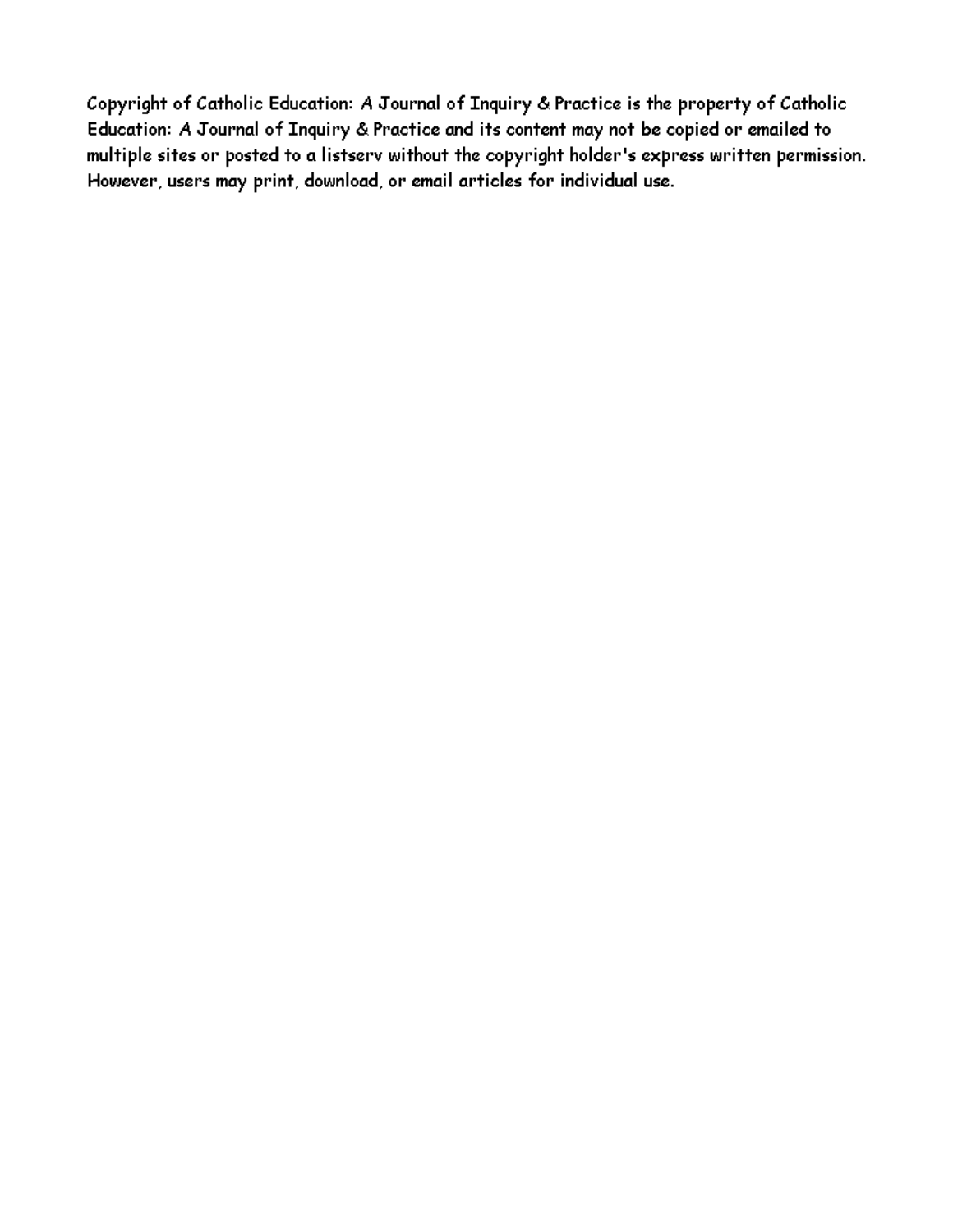Copyright of Catholic Education: A Journal of Inquiry & Practice is the property of Catholic Education: A Journal of Inquiry & Practice and its content may not be copied or emailed to multiple sites or posted to a listserv without the copyright holder's express written permission. However, users may print, download, or email articles for individual use.